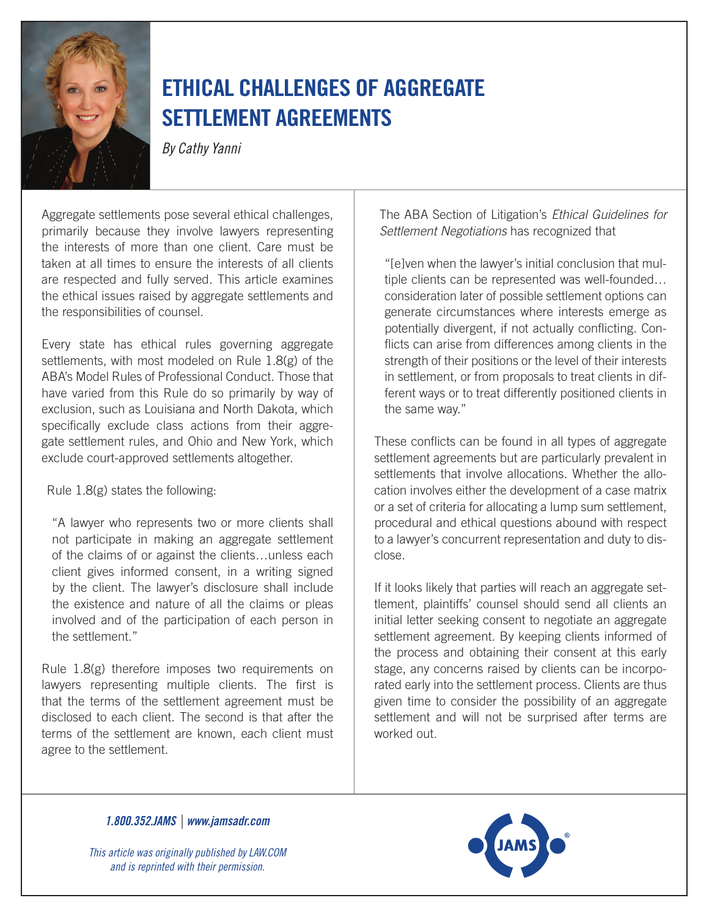# ETHICAL CHALLENGES OF AGGREGATE SETTLEMENT AGREEMENTS

*By Cathy Yanni*

Aggregate settlements pose several ethical challenges, primarily because they involve lawyers representing the interests of more than one client. Care must be taken at all times to ensure the interests of all clients are respected and fully served. This article examines the ethical issues raised by aggregate settlements and the responsibilities of counsel.

Every state has ethical rules governing aggregate settlements, with most modeled on Rule 1.8(g) of the ABA's Model Rules of Professional Conduct. Those that have varied from this Rule do so primarily by way of exclusion, such as Louisiana and North Dakota, which specifically exclude class actions from their aggregate settlement rules, and Ohio and New York, which exclude court-approved settlements altogether.

Rule 1.8(g) states the following:

> "A lawyer who represents two or more clients shall not participate in making an aggregate settlement of the claims of or against the clients…unless each client gives informed consent, in a writing signed by the client. The lawyer's disclosure shall include the existence and nature of all the claims or pleas involved and of the participation of each person in the settlement."

Rule 1.8(g) therefore imposes two requirements on lawyers representing multiple clients. The first is that the terms of the settlement agreement must be disclosed to each client. The second is that after the terms of the settlement are known, each client must agree to the settlement.

The ABA Section of Litigation's *Ethical Guidelines for Settlement Negotiations* has recognized that

> "[e]ven when the lawyer's initial conclusion that multiple clients can be represented was well-founded… consideration later of possible settlement options can generate circumstances where interests emerge as potentially divergent, if not actually conflicting. Conflicts can arise from differences among clients in the strength of their positions or the level of their interests in settlement, or from proposals to treat clients in different ways or to treat differently positioned clients in the same way."

These conflicts can be found in all types of aggregate settlement agreements but are particularly prevalent in settlements that involve allocations. Whether the allocation involves either the development of a case matrix or a set of criteria for allocating a lump sum settlement, procedural and ethical questions abound with respect to a lawyer's concurrent representation and duty to disclose.

If it looks likely that parties will reach an aggregate settlement, plaintiffs' counsel should send all clients an initial letter seeking consent to negotiate an aggregate settlement agreement. By keeping clients informed of the process and obtaining their consent at this early stage, any concerns raised by clients can be incorporated early into the settlement process. Clients are thus given time to consider the possibility of an aggregate settlement and will not be surprised after terms are worked out.

*This article was originally published by LAW.COM and is reprinted with their permission.*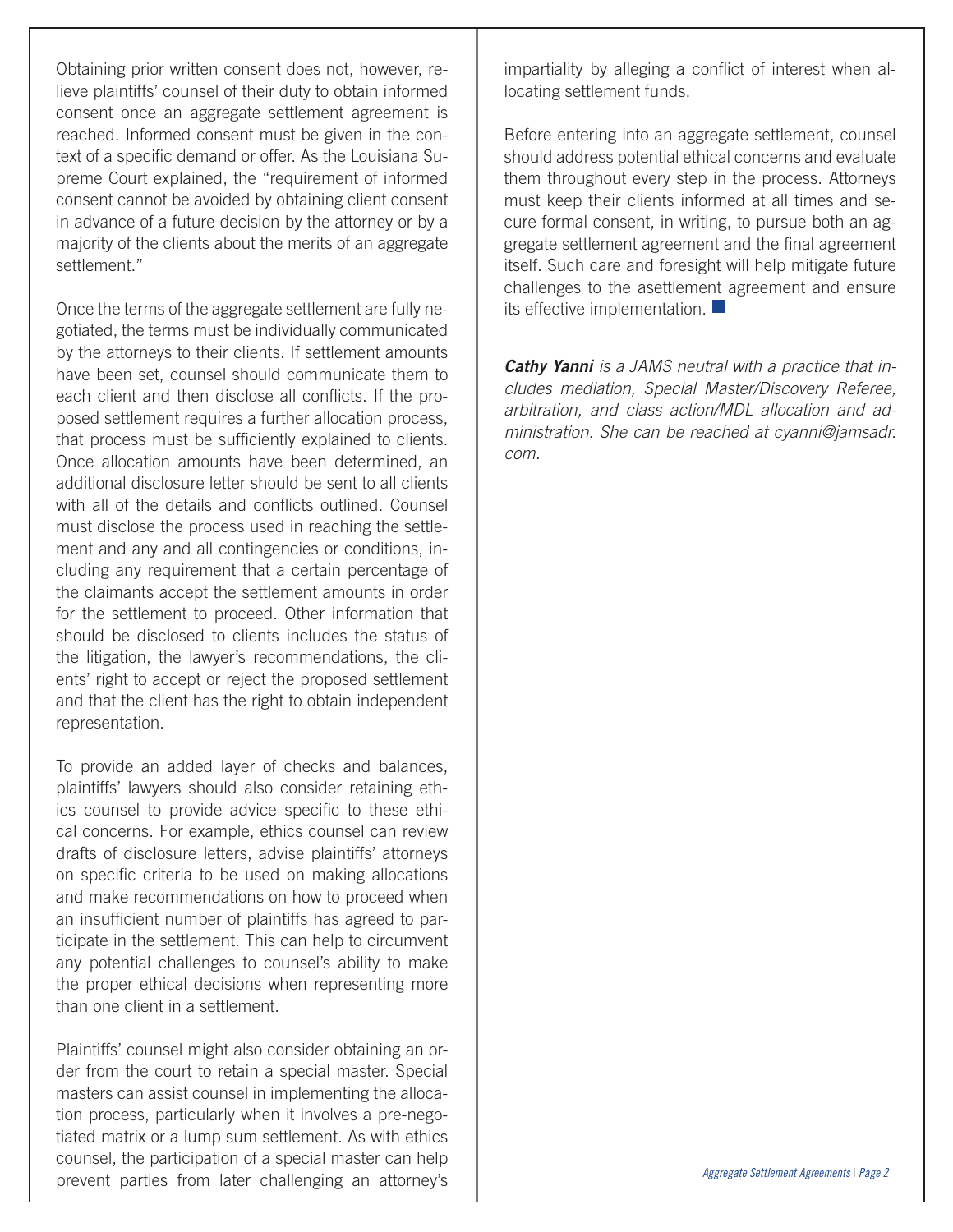Obtaining prior written consent does not, however, relieve plaintiffs' counsel of their duty to obtain informed consent once an aggregate settlement agreement is reached. Informed consent must be given in the context of a specific demand or offer. As the Louisiana Supreme Court explained, the "requirement of informed consent cannot be avoided by obtaining client consent in advance of a future decision by the attorney or by a majority of the clients about the merits of an aggregate settlement."

Once the terms of the aggregate settlement are fully negotiated, the terms must be individually communicated by the attorneys to their clients. If settlement amounts have been set, counsel should communicate them to each client and then disclose all conflicts. If the proposed settlement requires a further allocation process, that process must be sufficiently explained to clients. Once allocation amounts have been determined, an additional disclosure letter should be sent to all clients with all of the details and conflicts outlined. Counsel must disclose the process used in reaching the settlement and any and all contingencies or conditions, including any requirement that a certain percentage of the claimants accept the settlement amounts in order for the settlement to proceed. Other information that should be disclosed to clients includes the status of the litigation, the lawyer's recommendations, the clients' right to accept or reject the proposed settlement and that the client has the right to obtain independent representation.

To provide an added layer of checks and balances, plaintiffs' lawyers should also consider retaining ethics counsel to provide advice specific to these ethical concerns. For example, ethics counsel can review drafts of disclosure letters, advise plaintiffs' attorneys on specific criteria to be used on making allocations and make recommendations on how to proceed when an insufficient number of plaintiffs has agreed to participate in the settlement. This can help to circumvent any potential challenges to counsel's ability to make the proper ethical decisions when representing more than one client in a settlement.

Plaintiffs' counsel might also consider obtaining an order from the court to retain a special master. Special masters can assist counsel in implementing the allocation process, particularly when it involves a pre-negotiated matrix or a lump sum settlement. As with ethics counsel, the participation of a special master can help prevent parties from later challenging an attorney's impartiality by alleging a conflict of interest when allocating settlement funds.

Before entering into an aggregate settlement, counsel should address potential ethical concerns and evaluate them throughout every step in the process. Attorneys must keep their clients informed at all times and secure formal consent, in writing, to pursue both an aggregate settlement agreement and the final agreement itself. Such care and foresight will help mitigate future challenges to the asettlement agreement and ensure its effective implementation.

***Cathy Yanni*** *is a JAMS neutral with a practice that includes mediation, Special Master/Discovery Referee, arbitration, and class action/MDL allocation and administration. She can be reached at cyanni@jamsadr.com.*